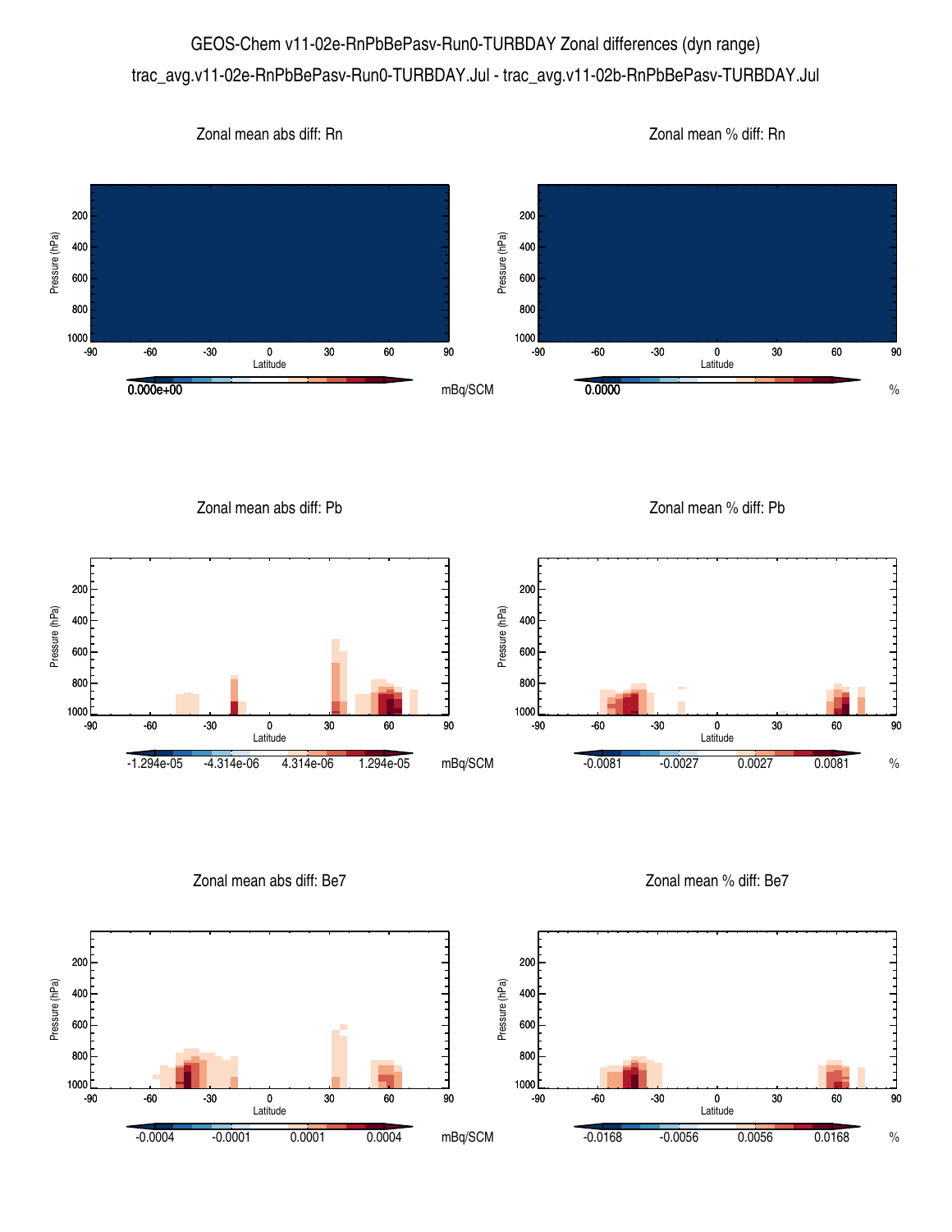# GEOS-Chem v11-02e-RnPbBePasv-Run0-TURBDAY Zonal differences (dyn range)

trac_avg.v11-02e-RnPbBePasv-Run0-TURBDAY.Jul - trac_avg.v11-02b-RnPbBePasv-TURBDAY.Jul

### Zonal mean abs diff: Rn

Pressure (hPa): 200, 400, 600, 800, 1000

Latitude: -90, -60, -30, 0, 30, 60, 90

0.000e+00 mBq/SCM

### Zonal mean % diff: Rn

Pressure (hPa): 200, 400, 600, 800, 1000

Latitude: -90, -60, -30, 0, 30, 60, 90

0.0000 %

### Zonal mean abs diff: Pb

Pressure (hPa): 200, 400, 600, 800, 1000

Latitude: -90, -60, -30, 0, 30, 60, 90

-1.294e-05, -4.314e-06, 4.314e-06, 1.294e-05 mBq/SCM

### Zonal mean % diff: Pb

Pressure (hPa): 200, 400, 600, 800, 1000

Latitude: -90, -60, -30, 0, 30, 60, 90

-0.0081, -0.0027, 0.0027, 0.0081 %

### Zonal mean abs diff: Be7

Pressure (hPa): 200, 400, 600, 800, 1000

Latitude: -90, -60, -30, 0, 30, 60, 90

-0.0004, -0.0001, 0.0001, 0.0004 mBq/SCM

### Zonal mean % diff: Be7

Pressure (hPa): 200, 400, 600, 800, 1000

Latitude: -90, -60, -30, 0, 30, 60, 90

-0.0168, -0.0056, 0.0056, 0.0168 %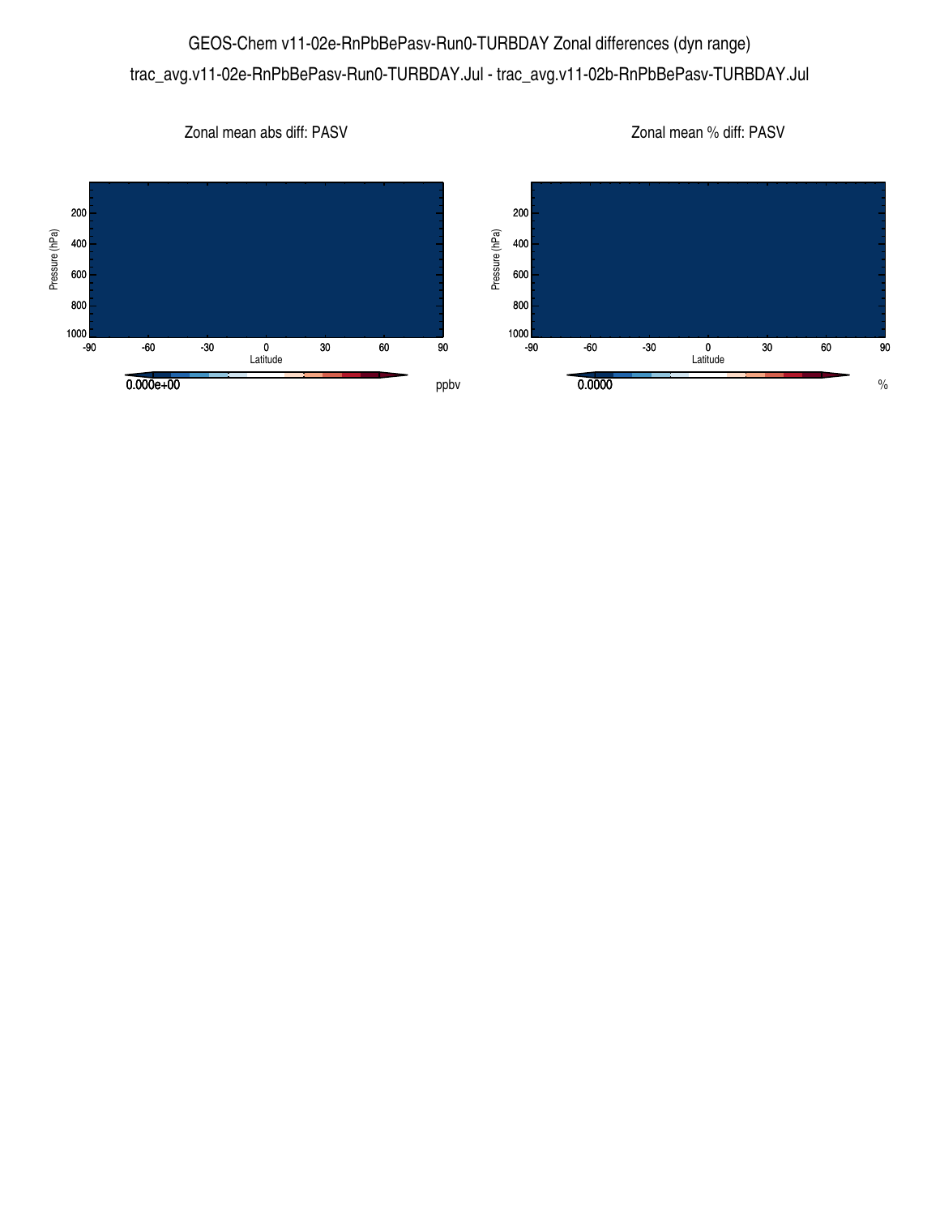GEOS-Chem v11-02e-RnPbBePasv-Run0-TURBDAY Zonal differences (dyn range)

trac_avg.v11-02e-RnPbBePasv-Run0-TURBDAY.Jul - trac_avg.v11-02b-RnPbBePasv-TURBDAY.Jul

Zonal mean abs diff: PASV

Pressure (hPa)

200

400

600

800

1000

-90 -60 -30 0 30 60 90

Latitude

0.000e+00

ppbv

Zonal mean % diff: PASV

Pressure (hPa)

200

400

600

800

1000

-90 -60 -30 0 30 60 90

Latitude

0.0000

%